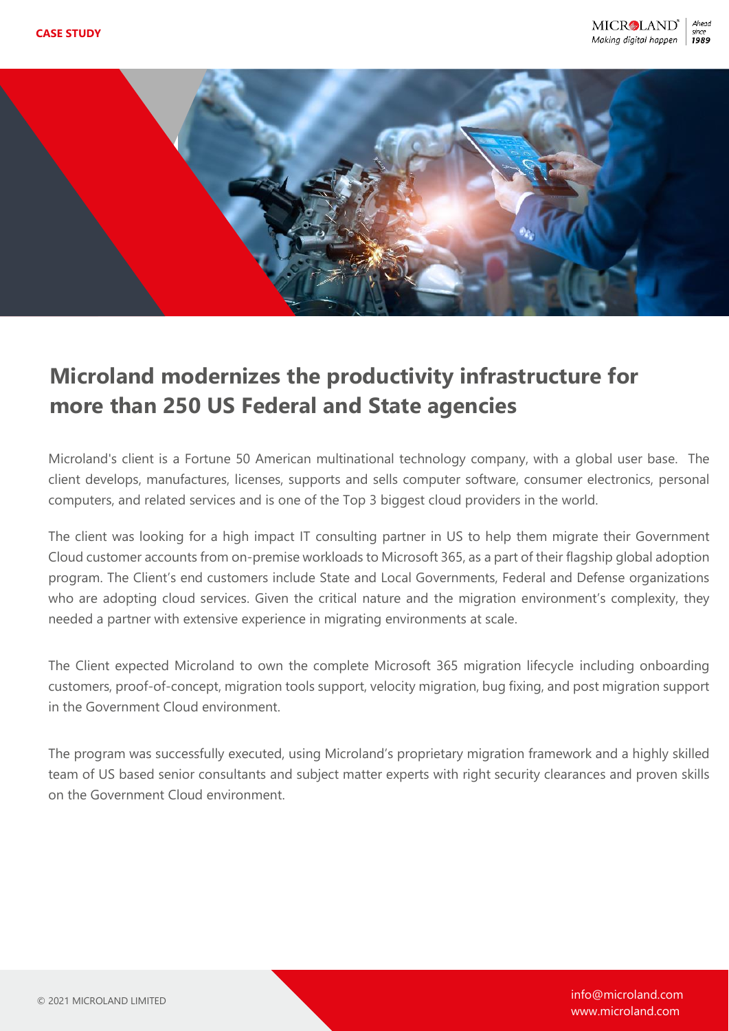CASE STUDY

# Microland modernizes the productivity infrastructure for more than 250 US Federal and State agencies

Microland's client is a Fortune 50 American multinational technology company, with a global user base. The client develops, manufactures, licenses, supports and sells computer software, consumer electronics, personal computers, and related services and is one of the Top 3 biggest cloud providers in the world.

The client was looking for a high impact IT consulting partner in US to help them migrate their Government Cloud customer accounts from on-premise workloads to Microsoft 365, as a part of their flagship global adoption program. The Client's end customers include State and Local Governments, Federal and Defense organizations who are adopting cloud services. Given the critical nature and the migration environment's complexity, they needed a partner with extensive experience in migrating environments at scale.

The Client expected Microland to own the complete Microsoft 365 migration lifecycle including onboarding customers, proof-of-concept, migration tools support, velocity migration, bug fixing, and post migration support in the Government Cloud environment.

The program was successfully executed, using Microland's proprietary migration framework and a highly skilled team of US based senior consultants and subject matter experts with right security clearances and proven skills on the Government Cloud environment.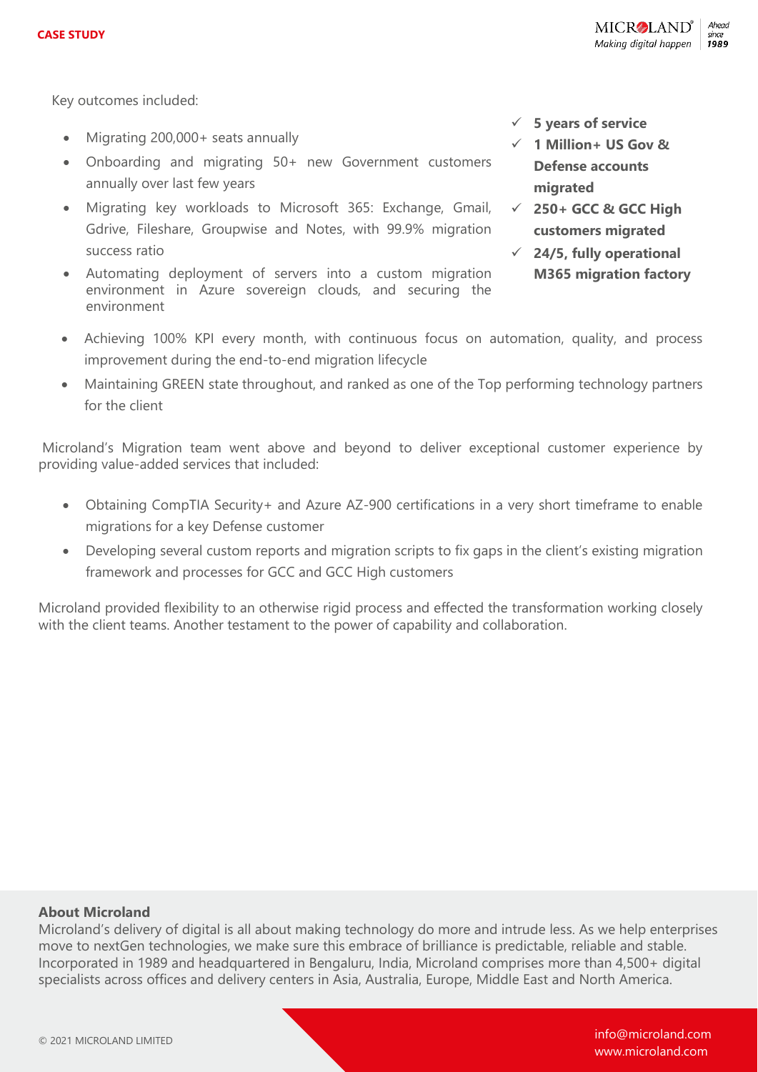Key outcomes included:

- Migrating 200,000+ seats annually
- Onboarding and migrating 50+ new Government customers annually over last few years
- Migrating key workloads to Microsoft 365: Exchange, Gmail, Gdrive, Fileshare, Groupwise and Notes, with 99.9% migration success ratio
- Automating deployment of servers into a custom migration environment in Azure sovereign clouds, and securing the environment

✓ **5 years of service**
✓ **1 Million+ US Gov & Defense accounts migrated**
✓ **250+ GCC & GCC High customers migrated**
✓ **24/5, fully operational M365 migration factory**

- Achieving 100% KPI every month, with continuous focus on automation, quality, and process improvement during the end-to-end migration lifecycle
- Maintaining GREEN state throughout, and ranked as one of the Top performing technology partners for the client

Microland's Migration team went above and beyond to deliver exceptional customer experience by providing value-added services that included:

- Obtaining CompTIA Security+ and Azure AZ-900 certifications in a very short timeframe to enable migrations for a key Defense customer
- Developing several custom reports and migration scripts to fix gaps in the client's existing migration framework and processes for GCC and GCC High customers

Microland provided flexibility to an otherwise rigid process and effected the transformation working closely with the client teams. Another testament to the power of capability and collaboration.

**About Microland**

Microland's delivery of digital is all about making technology do more and intrude less. As we help enterprises move to nextGen technologies, we make sure this embrace of brilliance is predictable, reliable and stable. Incorporated in 1989 and headquartered in Bengaluru, India, Microland comprises more than 4,500+ digital specialists across offices and delivery centers in Asia, Australia, Europe, Middle East and North America.

© 2021 MICROLAND LIMITED

info@microland.com
www.microland.com